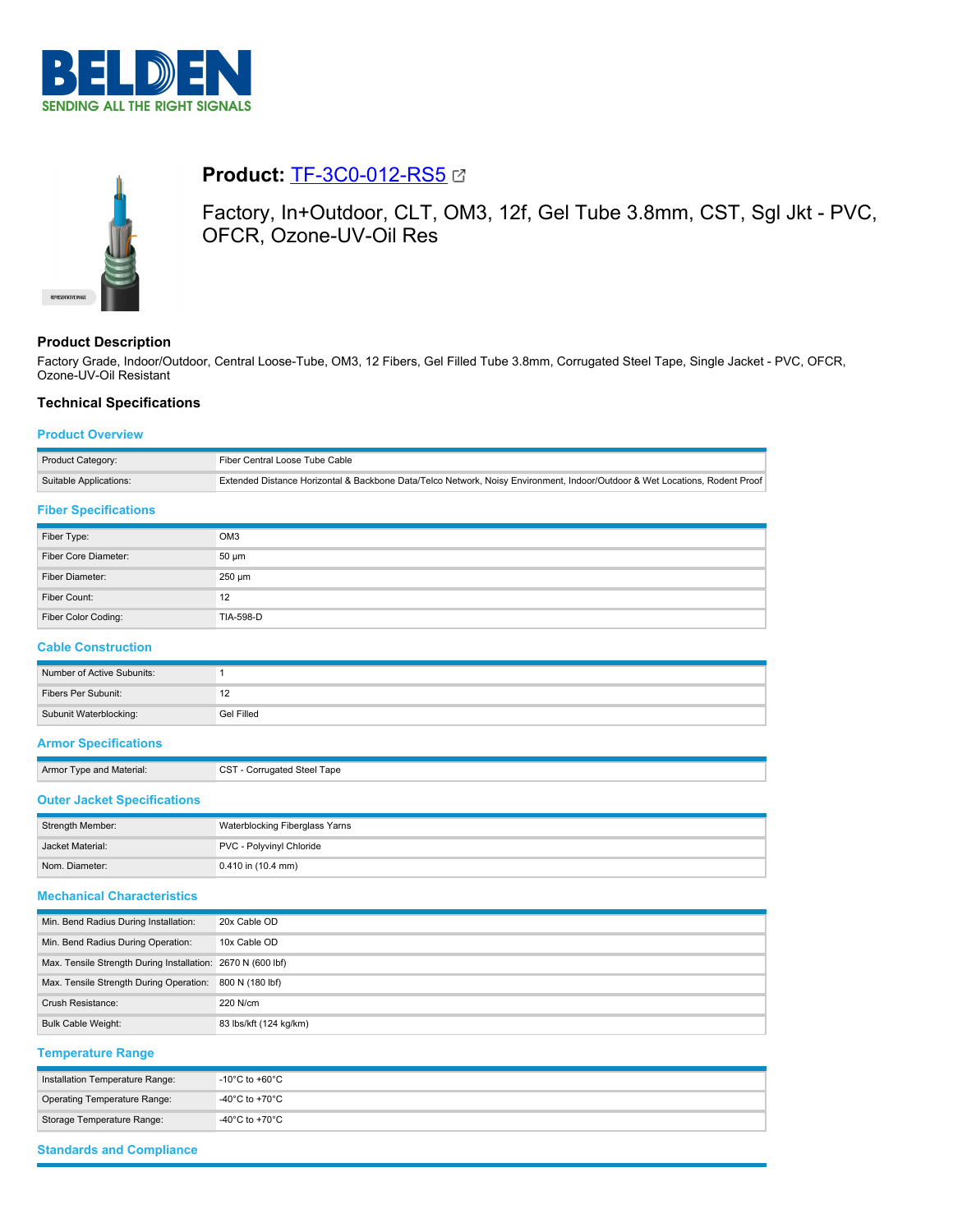# Product: TF-3C0-012-RS5

Factory, In+Outdoor, CLT, OM3, 12f, Gel Tube 3.8mm, CST, Sgl Jkt - PVC, OFCR, Ozone-UV-Oil Res

## Product Description

Factory Grade, Indoor/Outdoor, Central Loose-Tube, OM3, 12 Fibers, Gel Filled Tube 3.8mm, Corrugated Steel Tape, Single Jacket - PVC, OFCR, Ozone-UV-Oil Resistant

## Technical Specifications

### Product Overview

| | |
|---|---|
| Product Category: | Fiber Central Loose Tube Cable |
| Suitable Applications: | Extended Distance Horizontal & Backbone Data/Telco Network, Noisy Environment, Indoor/Outdoor & Wet Locations, Rodent Proof |

### Fiber Specifications

| | |
|---|---|
| Fiber Type: | OM3 |
| Fiber Core Diameter: | 50 µm |
| Fiber Diameter: | 250 µm |
| Fiber Count: | 12 |
| Fiber Color Coding: | TIA-598-D |

### Cable Construction

| | |
|---|---|
| Number of Active Subunits: | 1 |
| Fibers Per Subunit: | 12 |
| Subunit Waterblocking: | Gel Filled |

### Armor Specifications

| | |
|---|---|
| Armor Type and Material: | CST - Corrugated Steel Tape |

### Outer Jacket Specifications

| | |
|---|---|
| Strength Member: | Waterblocking Fiberglass Yarns |
| Jacket Material: | PVC - Polyvinyl Chloride |
| Nom. Diameter: | 0.410 in (10.4 mm) |

### Mechanical Characteristics

| | |
|---|---|
| Min. Bend Radius During Installation: | 20x Cable OD |
| Min. Bend Radius During Operation: | 10x Cable OD |
| Max. Tensile Strength During Installation: | 2670 N (600 lbf) |
| Max. Tensile Strength During Operation: | 800 N (180 lbf) |
| Crush Resistance: | 220 N/cm |
| Bulk Cable Weight: | 83 lbs/kft (124 kg/km) |

### Temperature Range

| | |
|---|---|
| Installation Temperature Range: | -10°C to +60°C |
| Operating Temperature Range: | -40°C to +70°C |
| Storage Temperature Range: | -40°C to +70°C |

### Standards and Compliance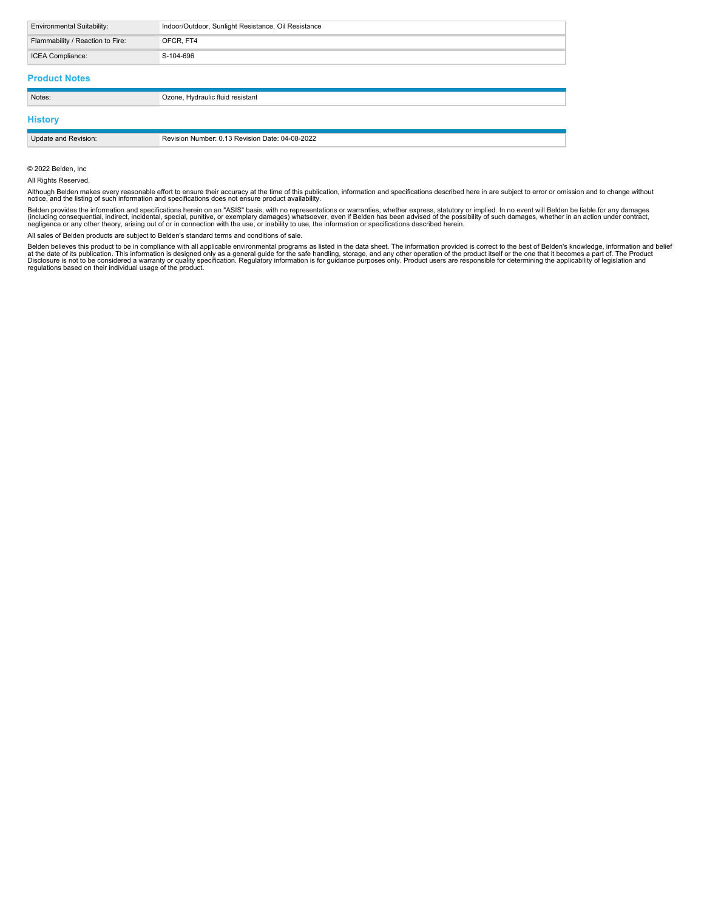| | |
|---|---|
| Environmental Suitability: | Indoor/Outdoor, Sunlight Resistance, Oil Resistance |
| Flammability / Reaction to Fire: | OFCR, FT4 |
| ICEA Compliance: | S-104-696 |

## Product Notes

| | |
|---|---|
| Notes: | Ozone, Hydraulic fluid resistant |

## History

| | |
|---|---|
| Update and Revision: | Revision Number: 0.13 Revision Date: 04-08-2022 |

© 2022 Belden, Inc

All Rights Reserved.

Although Belden makes every reasonable effort to ensure their accuracy at the time of this publication, information and specifications described here in are subject to error or omission and to change without notice, and the listing of such information and specifications does not ensure product availability.

Belden provides the information and specifications herein on an "ASIS" basis, with no representations or warranties, whether express, statutory or implied. In no event will Belden be liable for any damages (including consequential, indirect, incidental, special, punitive, or exemplary damages) whatsoever, even if Belden has been advised of the possibility of such damages, whether in an action under contract, negligence or any other theory, arising out of or in connection with the use, or inability to use, the information or specifications described herein.

All sales of Belden products are subject to Belden's standard terms and conditions of sale.

Belden believes this product to be in compliance with all applicable environmental programs as listed in the data sheet. The information provided is correct to the best of Belden's knowledge, information and belief at the date of its publication. This information is designed only as a general guide for the safe handling, storage, and any other operation of the product itself or the one that it becomes a part of. The Product Disclosure is not to be considered a warranty or quality specification. Regulatory information is for guidance purposes only. Product users are responsible for determining the applicability of legislation and regulations based on their individual usage of the product.